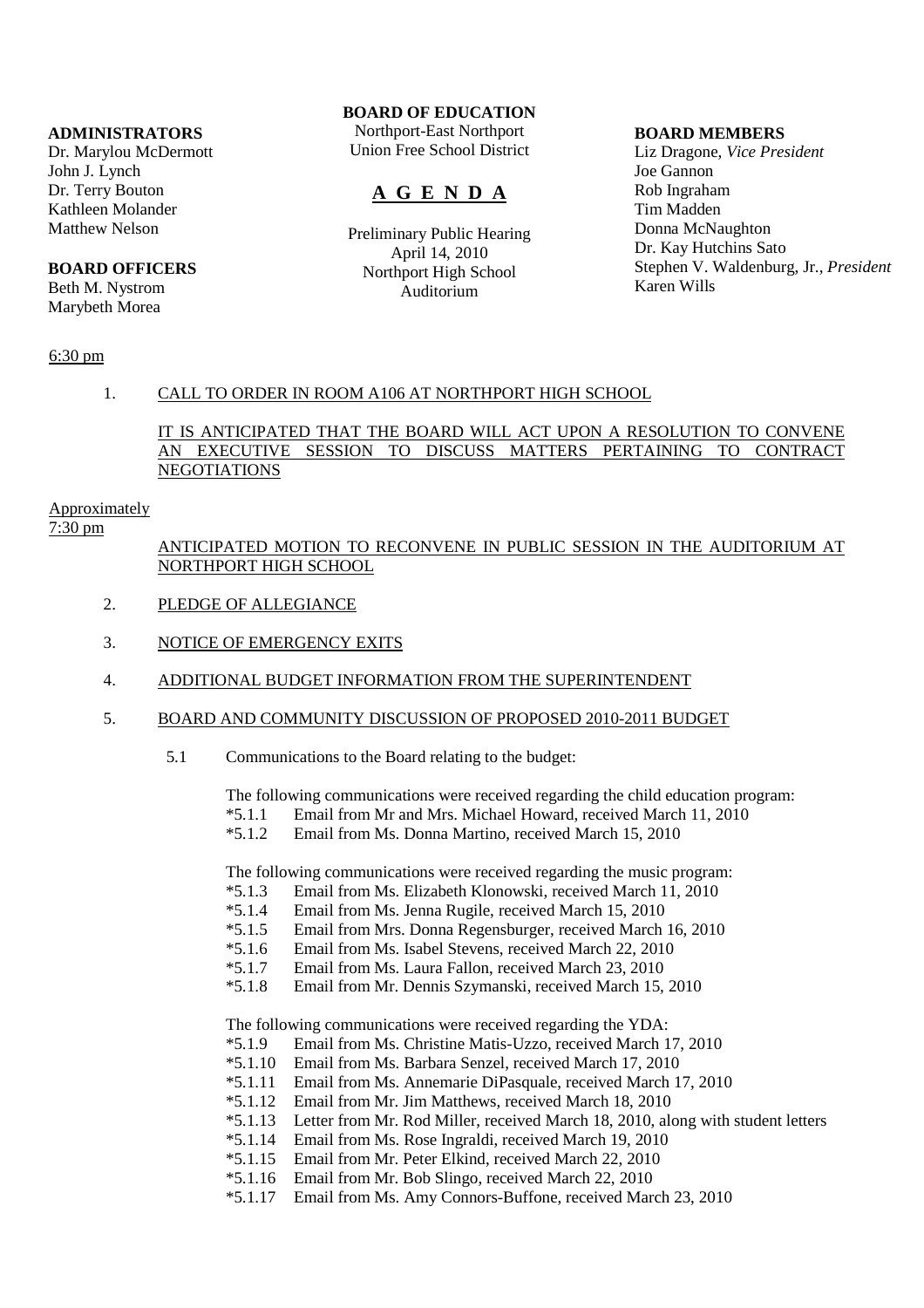**ADMINISTRATORS**
Dr. Marylou McDermott
John J. Lynch
Dr. Terry Bouton
Kathleen Molander
Matthew Nelson

**BOARD OFFICERS**
Beth M. Nystrom
Marybeth Morea

**BOARD OF EDUCATION**
Northport-East Northport
Union Free School District

# A G E N D A

Preliminary Public Hearing
April 14, 2010
Northport High School
Auditorium

**BOARD MEMBERS**
Liz Dragone, *Vice President*
Joe Gannon
Rob Ingraham
Tim Madden
Donna McNaughton
Dr. Kay Hutchins Sato
Stephen V. Waldenburg, Jr., *President*
Karen Wills

6:30 pm

1. CALL TO ORDER IN ROOM A106 AT NORTHPORT HIGH SCHOOL

   IT IS ANTICIPATED THAT THE BOARD WILL ACT UPON A RESOLUTION TO CONVENE AN EXECUTIVE SESSION TO DISCUSS MATTERS PERTAINING TO CONTRACT NEGOTIATIONS

Approximately
7:30 pm

ANTICIPATED MOTION TO RECONVENE IN PUBLIC SESSION IN THE AUDITORIUM AT NORTHPORT HIGH SCHOOL

2. PLEDGE OF ALLEGIANCE

3. NOTICE OF EMERGENCY EXITS

4. ADDITIONAL BUDGET INFORMATION FROM THE SUPERINTENDENT

5. BOARD AND COMMUNITY DISCUSSION OF PROPOSED 2010-2011 BUDGET

   5.1 Communications to the Board relating to the budget:

   The following communications were received regarding the child education program:
   *5.1.1 Email from Mr and Mrs. Michael Howard, received March 11, 2010
   *5.1.2 Email from Ms. Donna Martino, received March 15, 2010

   The following communications were received regarding the music program:
   *5.1.3 Email from Ms. Elizabeth Klonowski, received March 11, 2010
   *5.1.4 Email from Ms. Jenna Rugile, received March 15, 2010
   *5.1.5 Email from Mrs. Donna Regensburger, received March 16, 2010
   *5.1.6 Email from Ms. Isabel Stevens, received March 22, 2010
   *5.1.7 Email from Ms. Laura Fallon, received March 23, 2010
   *5.1.8 Email from Mr. Dennis Szymanski, received March 15, 2010

   The following communications were received regarding the YDA:
   *5.1.9 Email from Ms. Christine Matis-Uzzo, received March 17, 2010
   *5.1.10 Email from Ms. Barbara Senzel, received March 17, 2010
   *5.1.11 Email from Ms. Annemarie DiPasquale, received March 17, 2010
   *5.1.12 Email from Mr. Jim Matthews, received March 18, 2010
   *5.1.13 Letter from Mr. Rod Miller, received March 18, 2010, along with student letters
   *5.1.14 Email from Ms. Rose Ingraldi, received March 19, 2010
   *5.1.15 Email from Mr. Peter Elkind, received March 22, 2010
   *5.1.16 Email from Mr. Bob Slingo, received March 22, 2010
   *5.1.17 Email from Ms. Amy Connors-Buffone, received March 23, 2010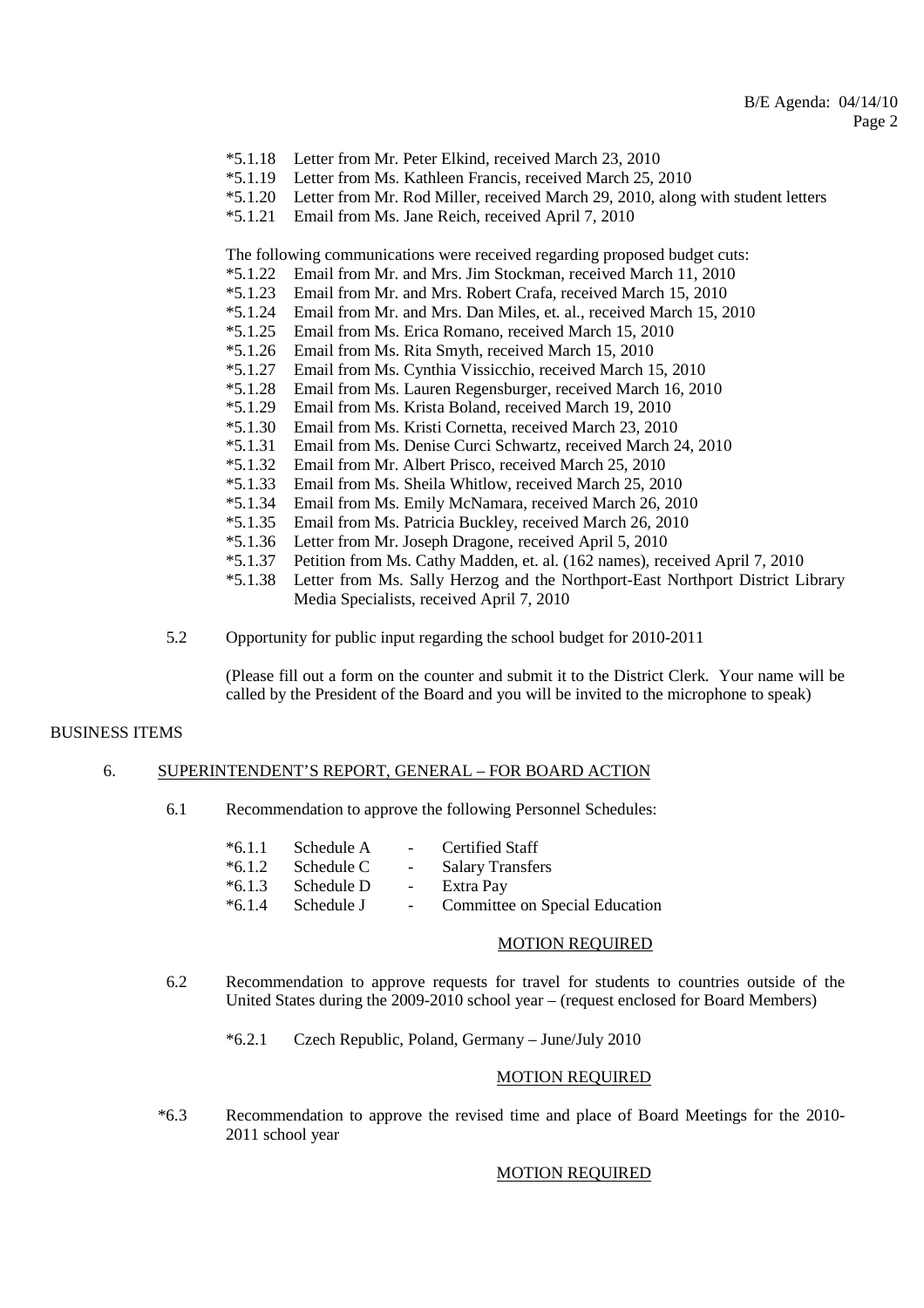*5.1.18 Letter from Mr. Peter Elkind, received March 23, 2010
*5.1.19 Letter from Ms. Kathleen Francis, received March 25, 2010
*5.1.20 Letter from Mr. Rod Miller, received March 29, 2010, along with student letters
*5.1.21 Email from Ms. Jane Reich, received April 7, 2010

The following communications were received regarding proposed budget cuts:
*5.1.22 Email from Mr. and Mrs. Jim Stockman, received March 11, 2010
*5.1.23 Email from Mr. and Mrs. Robert Crafa, received March 15, 2010
*5.1.24 Email from Mr. and Mrs. Dan Miles, et. al., received March 15, 2010
*5.1.25 Email from Ms. Erica Romano, received March 15, 2010
*5.1.26 Email from Ms. Rita Smyth, received March 15, 2010
*5.1.27 Email from Ms. Cynthia Vissicchio, received March 15, 2010
*5.1.28 Email from Ms. Lauren Regensburger, received March 16, 2010
*5.1.29 Email from Ms. Krista Boland, received March 19, 2010
*5.1.30 Email from Ms. Kristi Cornetta, received March 23, 2010
*5.1.31 Email from Ms. Denise Curci Schwartz, received March 24, 2010
*5.1.32 Email from Mr. Albert Prisco, received March 25, 2010
*5.1.33 Email from Ms. Sheila Whitlow, received March 25, 2010
*5.1.34 Email from Ms. Emily McNamara, received March 26, 2010
*5.1.35 Email from Ms. Patricia Buckley, received March 26, 2010
*5.1.36 Letter from Mr. Joseph Dragone, received April 5, 2010
*5.1.37 Petition from Ms. Cathy Madden, et. al. (162 names), received April 7, 2010
*5.1.38 Letter from Ms. Sally Herzog and the Northport-East Northport District Library Media Specialists, received April 7, 2010

5.2 Opportunity for public input regarding the school budget for 2010-2011

(Please fill out a form on the counter and submit it to the District Clerk. Your name will be called by the President of the Board and you will be invited to the microphone to speak)

## BUSINESS ITEMS

### 6. SUPERINTENDENT'S REPORT, GENERAL – FOR BOARD ACTION

6.1 Recommendation to approve the following Personnel Schedules:

*6.1.1 Schedule A - Certified Staff
*6.1.2 Schedule C - Salary Transfers
*6.1.3 Schedule D - Extra Pay
*6.1.4 Schedule J - Committee on Special Education

MOTION REQUIRED

6.2 Recommendation to approve requests for travel for students to countries outside of the United States during the 2009-2010 school year – (request enclosed for Board Members)

*6.2.1 Czech Republic, Poland, Germany – June/July 2010

MOTION REQUIRED

*6.3 Recommendation to approve the revised time and place of Board Meetings for the 2010-2011 school year

MOTION REQUIRED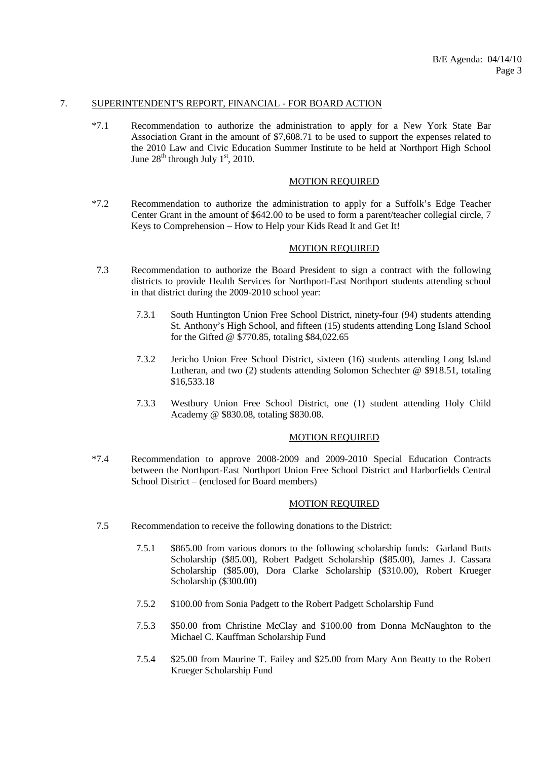7. SUPERINTENDENT'S REPORT, FINANCIAL - FOR BOARD ACTION

*7.1 Recommendation to authorize the administration to apply for a New York State Bar Association Grant in the amount of $7,608.71 to be used to support the expenses related to the 2010 Law and Civic Education Summer Institute to be held at Northport High School June 28th through July 1st, 2010.

MOTION REQUIRED

*7.2 Recommendation to authorize the administration to apply for a Suffolk's Edge Teacher Center Grant in the amount of $642.00 to be used to form a parent/teacher collegial circle, 7 Keys to Comprehension – How to Help your Kids Read It and Get It!

MOTION REQUIRED

7.3 Recommendation to authorize the Board President to sign a contract with the following districts to provide Health Services for Northport-East Northport students attending school in that district during the 2009-2010 school year:

7.3.1 South Huntington Union Free School District, ninety-four (94) students attending St. Anthony's High School, and fifteen (15) students attending Long Island School for the Gifted @ $770.85, totaling $84,022.65

7.3.2 Jericho Union Free School District, sixteen (16) students attending Long Island Lutheran, and two (2) students attending Solomon Schechter @ $918.51, totaling $16,533.18

7.3.3 Westbury Union Free School District, one (1) student attending Holy Child Academy @ $830.08, totaling $830.08.

MOTION REQUIRED

*7.4 Recommendation to approve 2008-2009 and 2009-2010 Special Education Contracts between the Northport-East Northport Union Free School District and Harborfields Central School District – (enclosed for Board members)

MOTION REQUIRED

7.5 Recommendation to receive the following donations to the District:

7.5.1 $865.00 from various donors to the following scholarship funds: Garland Butts Scholarship ($85.00), Robert Padgett Scholarship ($85.00), James J. Cassara Scholarship ($85.00), Dora Clarke Scholarship ($310.00), Robert Krueger Scholarship ($300.00)

7.5.2 $100.00 from Sonia Padgett to the Robert Padgett Scholarship Fund

7.5.3 $50.00 from Christine McClay and $100.00 from Donna McNaughton to the Michael C. Kauffman Scholarship Fund

7.5.4 $25.00 from Maurine T. Failey and $25.00 from Mary Ann Beatty to the Robert Krueger Scholarship Fund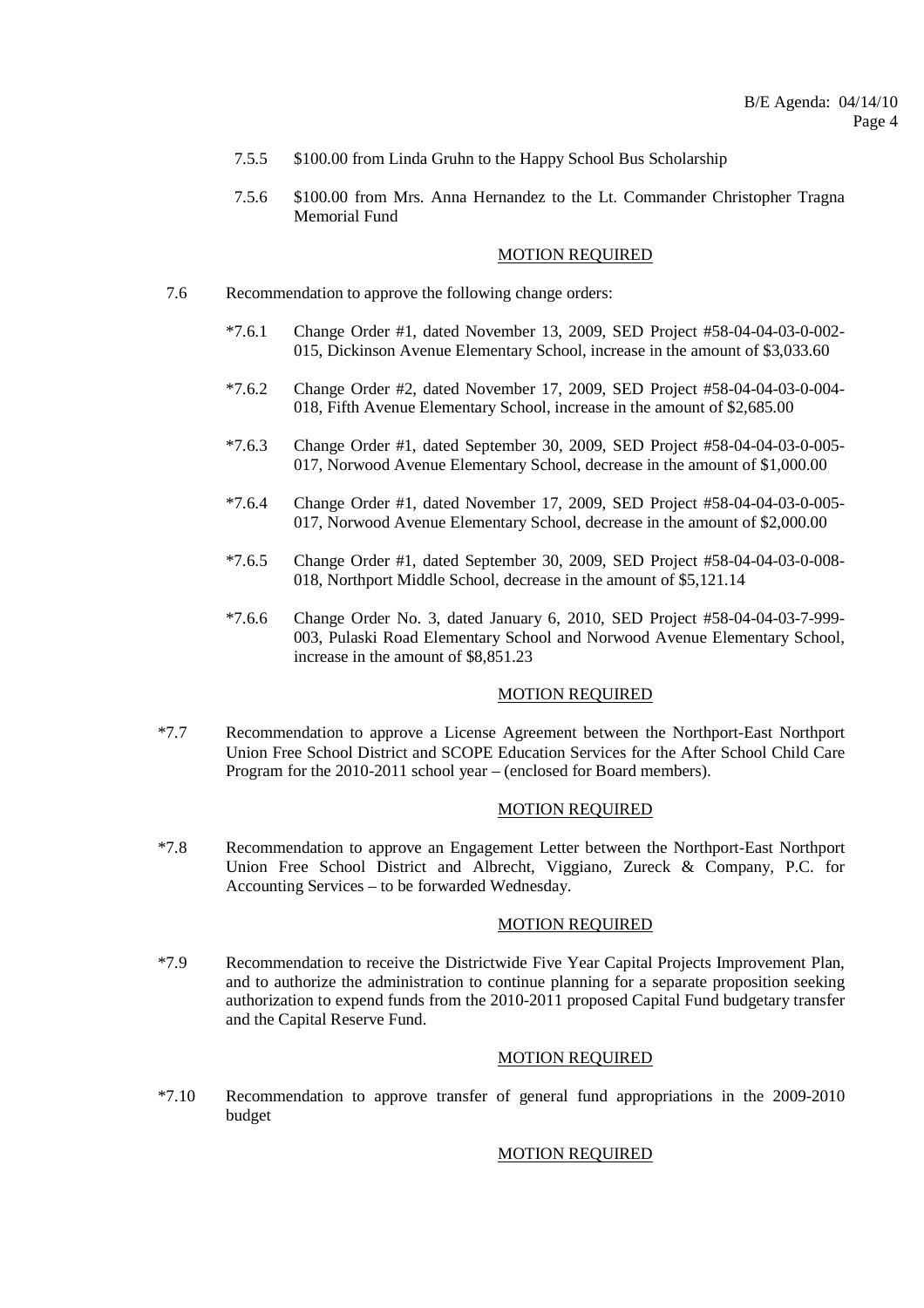7.5.5 $100.00 from Linda Gruhn to the Happy School Bus Scholarship

7.5.6 $100.00 from Mrs. Anna Hernandez to the Lt. Commander Christopher Tragna Memorial Fund

MOTION REQUIRED

7.6 Recommendation to approve the following change orders:

*7.6.1 Change Order #1, dated November 13, 2009, SED Project #58-04-04-03-0-002-015, Dickinson Avenue Elementary School, increase in the amount of $3,033.60

*7.6.2 Change Order #2, dated November 17, 2009, SED Project #58-04-04-03-0-004-018, Fifth Avenue Elementary School, increase in the amount of $2,685.00

*7.6.3 Change Order #1, dated September 30, 2009, SED Project #58-04-04-03-0-005-017, Norwood Avenue Elementary School, decrease in the amount of $1,000.00

*7.6.4 Change Order #1, dated November 17, 2009, SED Project #58-04-04-03-0-005-017, Norwood Avenue Elementary School, decrease in the amount of $2,000.00

*7.6.5 Change Order #1, dated September 30, 2009, SED Project #58-04-04-03-0-008-018, Northport Middle School, decrease in the amount of $5,121.14

*7.6.6 Change Order No. 3, dated January 6, 2010, SED Project #58-04-04-03-7-999-003, Pulaski Road Elementary School and Norwood Avenue Elementary School, increase in the amount of $8,851.23

MOTION REQUIRED

*7.7 Recommendation to approve a License Agreement between the Northport-East Northport Union Free School District and SCOPE Education Services for the After School Child Care Program for the 2010-2011 school year – (enclosed for Board members).

MOTION REQUIRED

*7.8 Recommendation to approve an Engagement Letter between the Northport-East Northport Union Free School District and Albrecht, Viggiano, Zureck & Company, P.C. for Accounting Services – to be forwarded Wednesday.

MOTION REQUIRED

*7.9 Recommendation to receive the Districtwide Five Year Capital Projects Improvement Plan, and to authorize the administration to continue planning for a separate proposition seeking authorization to expend funds from the 2010-2011 proposed Capital Fund budgetary transfer and the Capital Reserve Fund.

MOTION REQUIRED

*7.10 Recommendation to approve transfer of general fund appropriations in the 2009-2010 budget

MOTION REQUIRED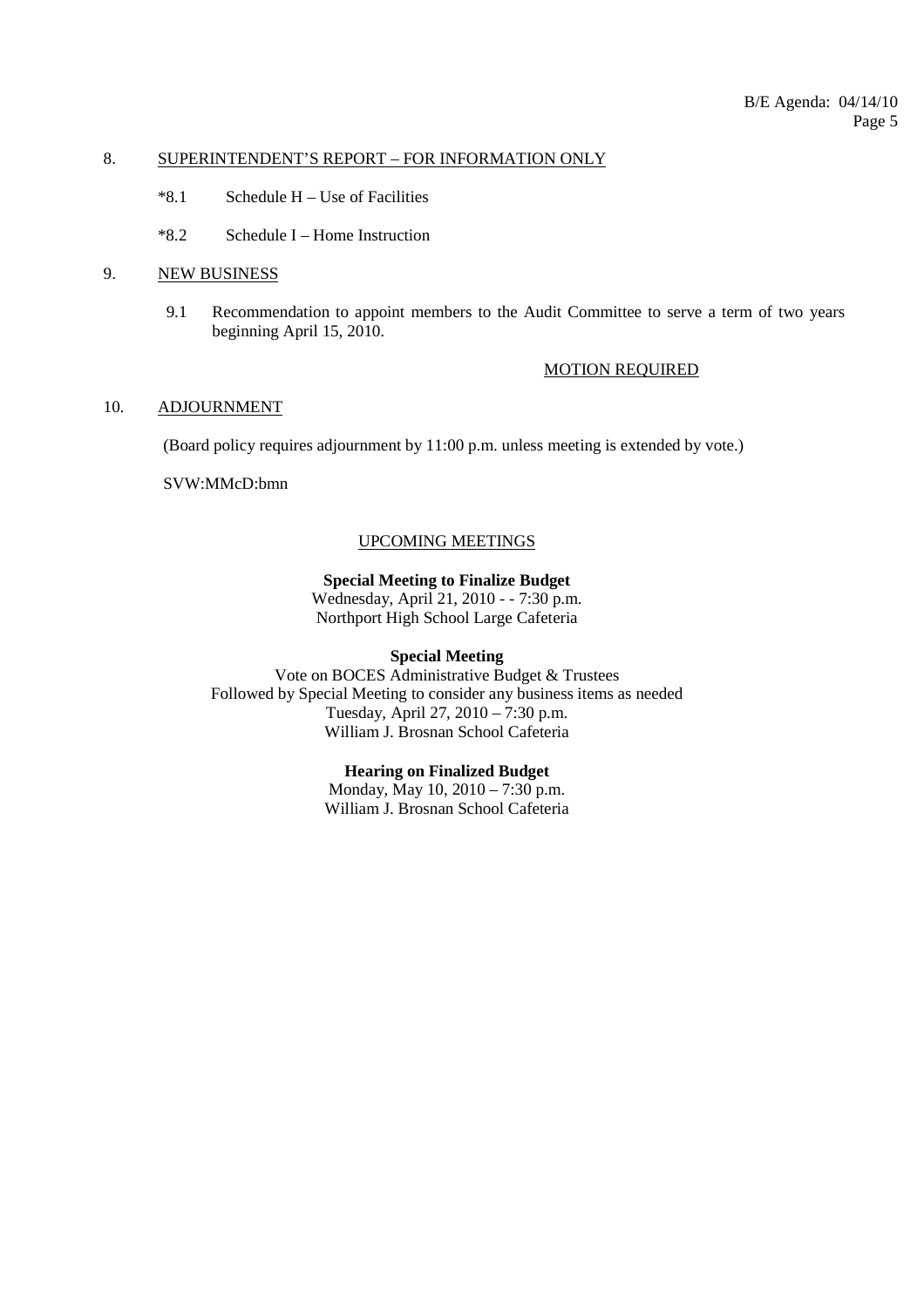## 8. SUPERINTENDENT'S REPORT – FOR INFORMATION ONLY

*8.1 Schedule H – Use of Facilities

*8.2 Schedule I – Home Instruction

## 9. NEW BUSINESS

9.1 Recommendation to appoint members to the Audit Committee to serve a term of two years beginning April 15, 2010.

MOTION REQUIRED

## 10. ADJOURNMENT

(Board policy requires adjournment by 11:00 p.m. unless meeting is extended by vote.)

SVW:MMcD:bmn

### UPCOMING MEETINGS

**Special Meeting to Finalize Budget**
Wednesday, April 21, 2010 - - 7:30 p.m.
Northport High School Large Cafeteria

**Special Meeting**
Vote on BOCES Administrative Budget & Trustees
Followed by Special Meeting to consider any business items as needed
Tuesday, April 27, 2010 – 7:30 p.m.
William J. Brosnan School Cafeteria

**Hearing on Finalized Budget**
Monday, May 10, 2010 – 7:30 p.m.
William J. Brosnan School Cafeteria